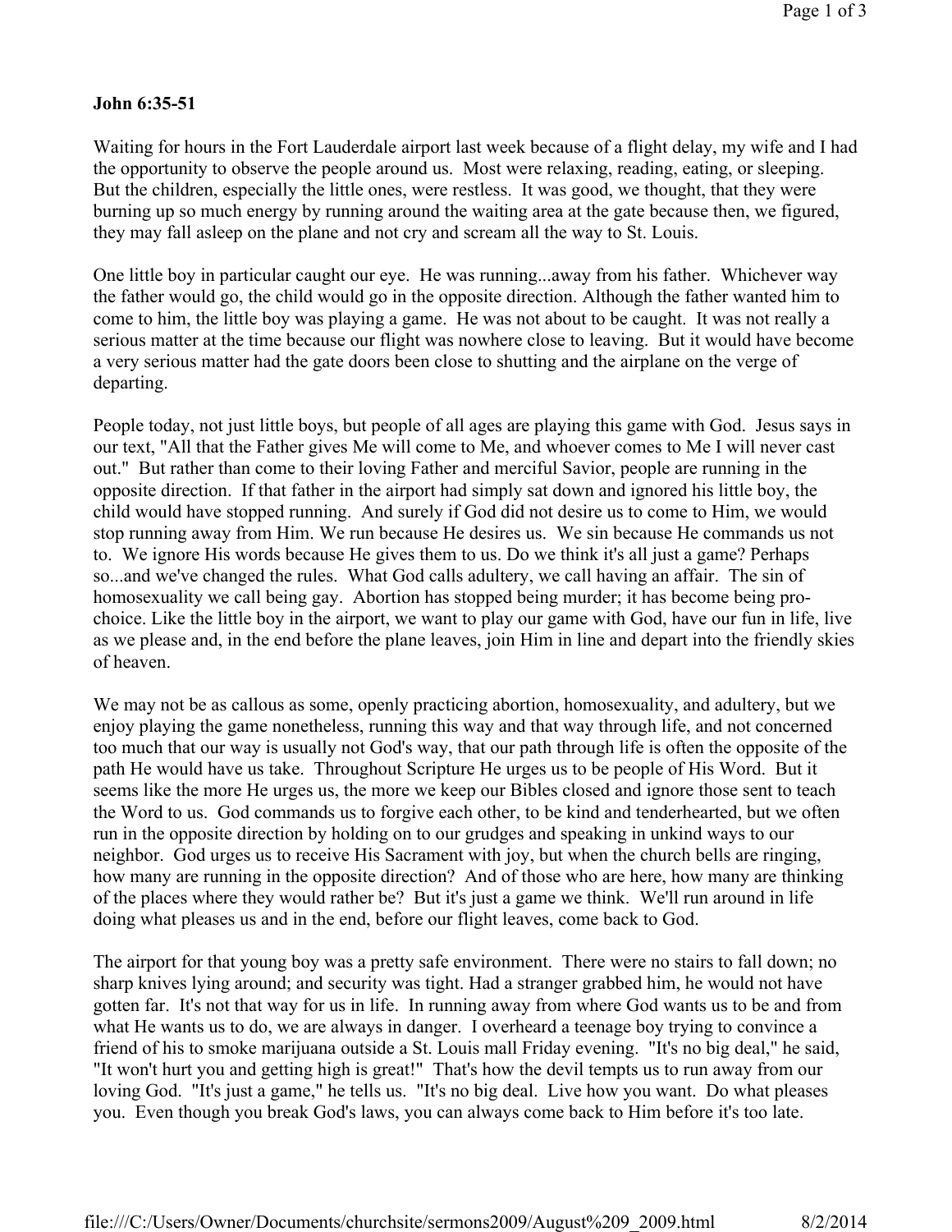**John 6:35-51**

Waiting for hours in the Fort Lauderdale airport last week because of a flight delay, my wife and I had the opportunity to observe the people around us. Most were relaxing, reading, eating, or sleeping. But the children, especially the little ones, were restless. It was good, we thought, that they were burning up so much energy by running around the waiting area at the gate because then, we figured, they may fall asleep on the plane and not cry and scream all the way to St. Louis.

One little boy in particular caught our eye. He was running...away from his father. Whichever way the father would go, the child would go in the opposite direction. Although the father wanted him to come to him, the little boy was playing a game. He was not about to be caught. It was not really a serious matter at the time because our flight was nowhere close to leaving. But it would have become a very serious matter had the gate doors been close to shutting and the airplane on the verge of departing.

People today, not just little boys, but people of all ages are playing this game with God. Jesus says in our text, "All that the Father gives Me will come to Me, and whoever comes to Me I will never cast out." But rather than come to their loving Father and merciful Savior, people are running in the opposite direction. If that father in the airport had simply sat down and ignored his little boy, the child would have stopped running. And surely if God did not desire us to come to Him, we would stop running away from Him. We run because He desires us. We sin because He commands us not to. We ignore His words because He gives them to us. Do we think it's all just a game? Perhaps so...and we've changed the rules. What God calls adultery, we call having an affair. The sin of homosexuality we call being gay. Abortion has stopped being murder; it has become being pro-choice. Like the little boy in the airport, we want to play our game with God, have our fun in life, live as we please and, in the end before the plane leaves, join Him in line and depart into the friendly skies of heaven.

We may not be as callous as some, openly practicing abortion, homosexuality, and adultery, but we enjoy playing the game nonetheless, running this way and that way through life, and not concerned too much that our way is usually not God's way, that our path through life is often the opposite of the path He would have us take. Throughout Scripture He urges us to be people of His Word. But it seems like the more He urges us, the more we keep our Bibles closed and ignore those sent to teach the Word to us. God commands us to forgive each other, to be kind and tenderhearted, but we often run in the opposite direction by holding on to our grudges and speaking in unkind ways to our neighbor. God urges us to receive His Sacrament with joy, but when the church bells are ringing, how many are running in the opposite direction? And of those who are here, how many are thinking of the places where they would rather be? But it's just a game we think. We'll run around in life doing what pleases us and in the end, before our flight leaves, come back to God.

The airport for that young boy was a pretty safe environment. There were no stairs to fall down; no sharp knives lying around; and security was tight. Had a stranger grabbed him, he would not have gotten far. It's not that way for us in life. In running away from where God wants us to be and from what He wants us to do, we are always in danger. I overheard a teenage boy trying to convince a friend of his to smoke marijuana outside a St. Louis mall Friday evening. "It's no big deal," he said, "It won't hurt you and getting high is great!" That's how the devil tempts us to run away from our loving God. "It's just a game," he tells us. "It's no big deal. Live how you want. Do what pleases you. Even though you break God's laws, you can always come back to Him before it's too late.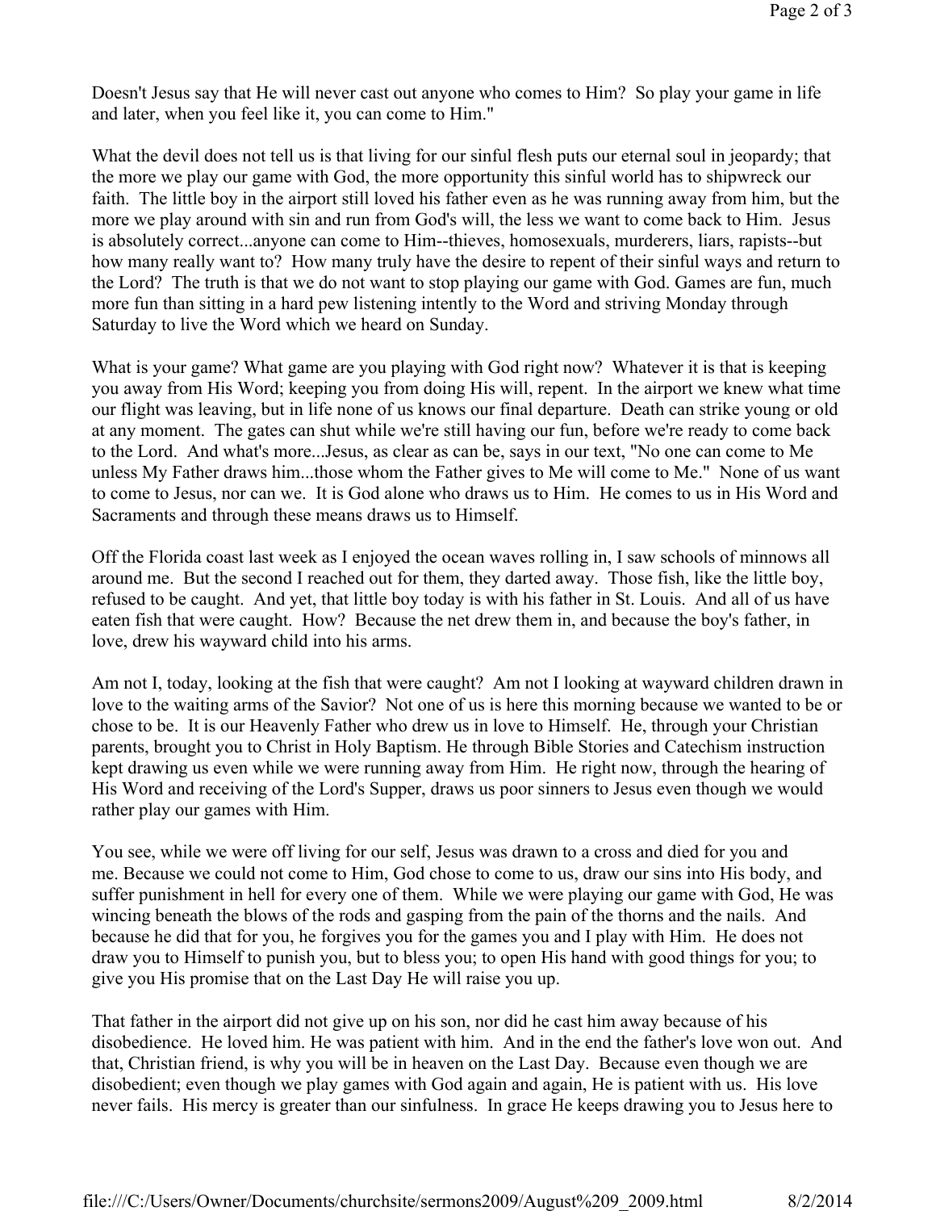Doesn't Jesus say that He will never cast out anyone who comes to Him? So play your game in life and later, when you feel like it, you can come to Him."

What the devil does not tell us is that living for our sinful flesh puts our eternal soul in jeopardy; that the more we play our game with God, the more opportunity this sinful world has to shipwreck our faith. The little boy in the airport still loved his father even as he was running away from him, but the more we play around with sin and run from God's will, the less we want to come back to Him. Jesus is absolutely correct...anyone can come to Him--thieves, homosexuals, murderers, liars, rapists--but how many really want to? How many truly have the desire to repent of their sinful ways and return to the Lord? The truth is that we do not want to stop playing our game with God. Games are fun, much more fun than sitting in a hard pew listening intently to the Word and striving Monday through Saturday to live the Word which we heard on Sunday.

What is your game? What game are you playing with God right now? Whatever it is that is keeping you away from His Word; keeping you from doing His will, repent. In the airport we knew what time our flight was leaving, but in life none of us knows our final departure. Death can strike young or old at any moment. The gates can shut while we're still having our fun, before we're ready to come back to the Lord. And what's more...Jesus, as clear as can be, says in our text, "No one can come to Me unless My Father draws him...those whom the Father gives to Me will come to Me." None of us want to come to Jesus, nor can we. It is God alone who draws us to Him. He comes to us in His Word and Sacraments and through these means draws us to Himself.

Off the Florida coast last week as I enjoyed the ocean waves rolling in, I saw schools of minnows all around me. But the second I reached out for them, they darted away. Those fish, like the little boy, refused to be caught. And yet, that little boy today is with his father in St. Louis. And all of us have eaten fish that were caught. How? Because the net drew them in, and because the boy's father, in love, drew his wayward child into his arms.

Am not I, today, looking at the fish that were caught? Am not I looking at wayward children drawn in love to the waiting arms of the Savior? Not one of us is here this morning because we wanted to be or chose to be. It is our Heavenly Father who drew us in love to Himself. He, through your Christian parents, brought you to Christ in Holy Baptism. He through Bible Stories and Catechism instruction kept drawing us even while we were running away from Him. He right now, through the hearing of His Word and receiving of the Lord's Supper, draws us poor sinners to Jesus even though we would rather play our games with Him.

You see, while we were off living for our self, Jesus was drawn to a cross and died for you and me. Because we could not come to Him, God chose to come to us, draw our sins into His body, and suffer punishment in hell for every one of them. While we were playing our game with God, He was wincing beneath the blows of the rods and gasping from the pain of the thorns and the nails. And because he did that for you, he forgives you for the games you and I play with Him. He does not draw you to Himself to punish you, but to bless you; to open His hand with good things for you; to give you His promise that on the Last Day He will raise you up.

That father in the airport did not give up on his son, nor did he cast him away because of his disobedience. He loved him. He was patient with him. And in the end the father's love won out. And that, Christian friend, is why you will be in heaven on the Last Day. Because even though we are disobedient; even though we play games with God again and again, He is patient with us. His love never fails. His mercy is greater than our sinfulness. In grace He keeps drawing you to Jesus here to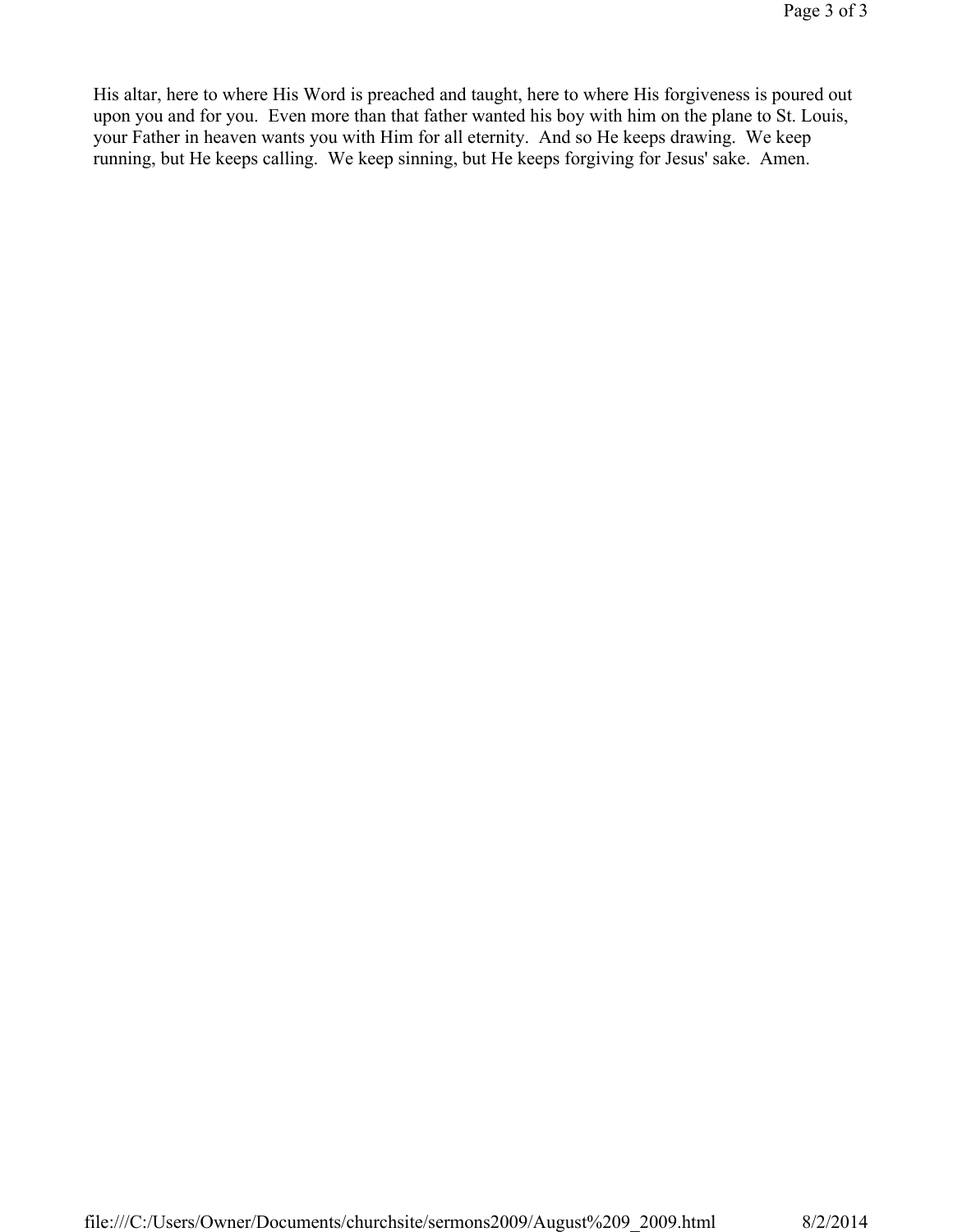His altar, here to where His Word is preached and taught, here to where His forgiveness is poured out upon you and for you. Even more than that father wanted his boy with him on the plane to St. Louis, your Father in heaven wants you with Him for all eternity. And so He keeps drawing. We keep running, but He keeps calling. We keep sinning, but He keeps forgiving for Jesus' sake. Amen.